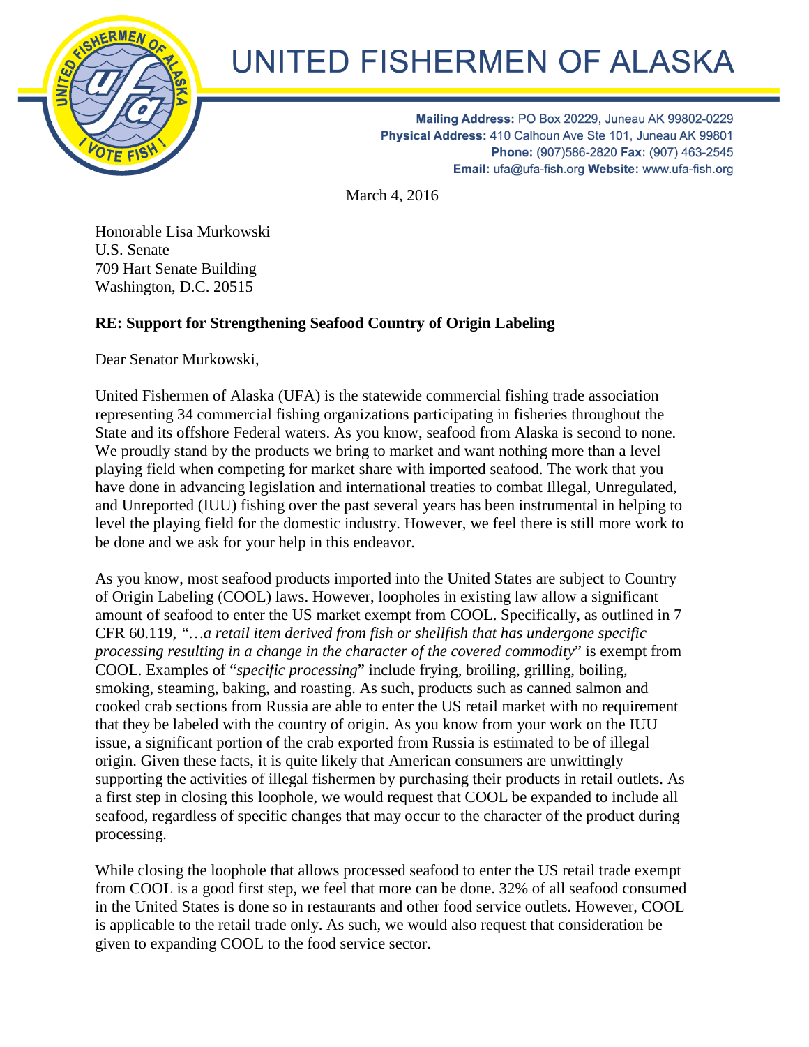# UNITED FISHERMEN OF ALASKA

**Mailing Address:** PO Box 20229, Juneau AK 99802-0229
**Physical Address:** 410 Calhoun Ave Ste 101, Juneau AK 99801
**Phone:** (907)586-2820 **Fax:** (907) 463-2545
**Email:** ufa@ufa-fish.org **Website:** www.ufa-fish.org

March 4, 2016

Honorable Lisa Murkowski
U.S. Senate
709 Hart Senate Building
Washington, D.C. 20515

**RE: Support for Strengthening Seafood Country of Origin Labeling**

Dear Senator Murkowski,

United Fishermen of Alaska (UFA) is the statewide commercial fishing trade association representing 34 commercial fishing organizations participating in fisheries throughout the State and its offshore Federal waters. As you know, seafood from Alaska is second to none. We proudly stand by the products we bring to market and want nothing more than a level playing field when competing for market share with imported seafood. The work that you have done in advancing legislation and international treaties to combat Illegal, Unregulated, and Unreported (IUU) fishing over the past several years has been instrumental in helping to level the playing field for the domestic industry. However, we feel there is still more work to be done and we ask for your help in this endeavor.

As you know, most seafood products imported into the United States are subject to Country of Origin Labeling (COOL) laws. However, loopholes in existing law allow a significant amount of seafood to enter the US market exempt from COOL. Specifically, as outlined in 7 CFR 60.119, *"…a retail item derived from fish or shellfish that has undergone specific processing resulting in a change in the character of the covered commodity*" is exempt from COOL. Examples of "*specific processing*" include frying, broiling, grilling, boiling, smoking, steaming, baking, and roasting. As such, products such as canned salmon and cooked crab sections from Russia are able to enter the US retail market with no requirement that they be labeled with the country of origin. As you know from your work on the IUU issue, a significant portion of the crab exported from Russia is estimated to be of illegal origin. Given these facts, it is quite likely that American consumers are unwittingly supporting the activities of illegal fishermen by purchasing their products in retail outlets. As a first step in closing this loophole, we would request that COOL be expanded to include all seafood, regardless of specific changes that may occur to the character of the product during processing.

While closing the loophole that allows processed seafood to enter the US retail trade exempt from COOL is a good first step, we feel that more can be done. 32% of all seafood consumed in the United States is done so in restaurants and other food service outlets. However, COOL is applicable to the retail trade only. As such, we would also request that consideration be given to expanding COOL to the food service sector.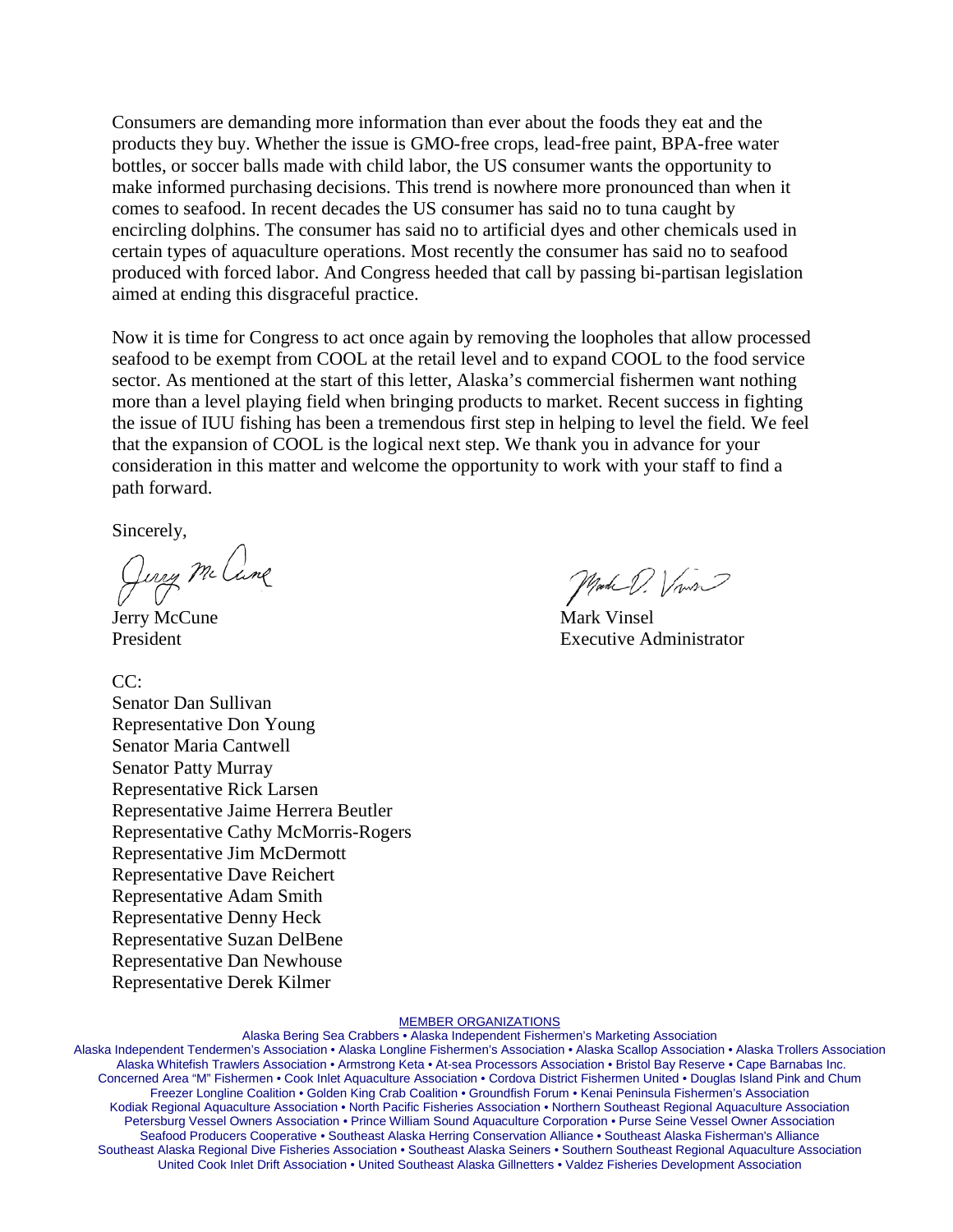Consumers are demanding more information than ever about the foods they eat and the products they buy. Whether the issue is GMO-free crops, lead-free paint, BPA-free water bottles, or soccer balls made with child labor, the US consumer wants the opportunity to make informed purchasing decisions. This trend is nowhere more pronounced than when it comes to seafood. In recent decades the US consumer has said no to tuna caught by encircling dolphins. The consumer has said no to artificial dyes and other chemicals used in certain types of aquaculture operations. Most recently the consumer has said no to seafood produced with forced labor. And Congress heeded that call by passing bi-partisan legislation aimed at ending this disgraceful practice.

Now it is time for Congress to act once again by removing the loopholes that allow processed seafood to be exempt from COOL at the retail level and to expand COOL to the food service sector. As mentioned at the start of this letter, Alaska's commercial fishermen want nothing more than a level playing field when bringing products to market. Recent success in fighting the issue of IUU fishing has been a tremendous first step in helping to level the field. We feel that the expansion of COOL is the logical next step. We thank you in advance for your consideration in this matter and welcome the opportunity to work with your staff to find a path forward.

Sincerely,

Jerry McCune
President

Mark Vinsel
Executive Administrator

CC:
Senator Dan Sullivan
Representative Don Young
Senator Maria Cantwell
Senator Patty Murray
Representative Rick Larsen
Representative Jaime Herrera Beutler
Representative Cathy McMorris-Rogers
Representative Jim McDermott
Representative Dave Reichert
Representative Adam Smith
Representative Denny Heck
Representative Suzan DelBene
Representative Dan Newhouse
Representative Derek Kilmer

MEMBER ORGANIZATIONS

Alaska Bering Sea Crabbers • Alaska Independent Fishermen's Marketing Association
Alaska Independent Tendermen's Association • Alaska Longline Fishermen's Association • Alaska Scallop Association • Alaska Trollers Association
Alaska Whitefish Trawlers Association • Armstrong Keta • At-sea Processors Association • Bristol Bay Reserve • Cape Barnabas Inc.
Concerned Area "M" Fishermen • Cook Inlet Aquaculture Association • Cordova District Fishermen United • Douglas Island Pink and Chum
Freezer Longline Coalition • Golden King Crab Coalition • Groundfish Forum • Kenai Peninsula Fishermen's Association
Kodiak Regional Aquaculture Association • North Pacific Fisheries Association • Northern Southeast Regional Aquaculture Association
Petersburg Vessel Owners Association • Prince William Sound Aquaculture Corporation • Purse Seine Vessel Owner Association
Seafood Producers Cooperative • Southeast Alaska Herring Conservation Alliance • Southeast Alaska Fisherman's Alliance
Southeast Alaska Regional Dive Fisheries Association • Southeast Alaska Seiners • Southern Southeast Regional Aquaculture Association
United Cook Inlet Drift Association • United Southeast Alaska Gillnetters • Valdez Fisheries Development Association